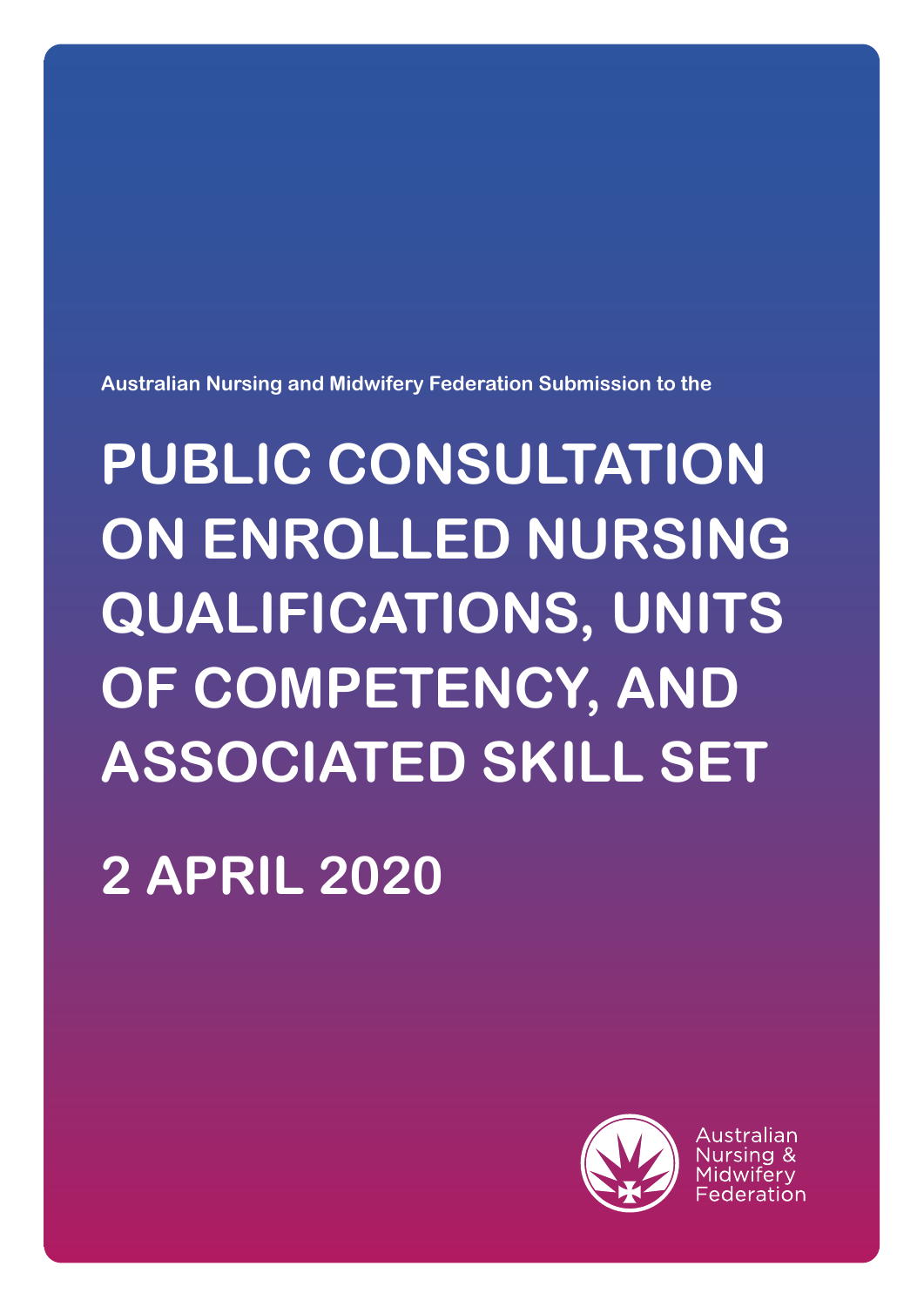Australian Nursing and Midwifery Federation Submission to the

# PUBLIC CONSULTATION ON ENROLLED NURSING QUALIFICATIONS, UNITS OF COMPETENCY, AND ASSOCIATED SKILL SET

## 2 APRIL 2020

Australian Nursing & Midwifery Federation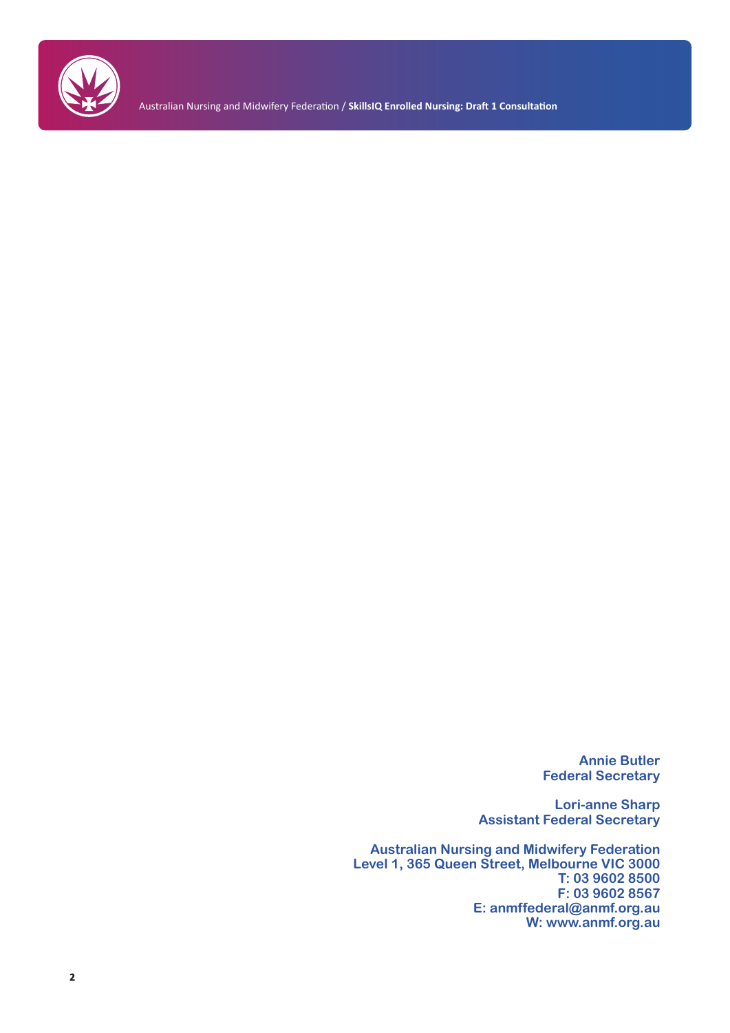**Annie Butler**
**Federal Secretary**

**Lori-anne Sharp**
**Assistant Federal Secretary**

**Australian Nursing and Midwifery Federation**
**Level 1, 365 Queen Street, Melbourne VIC 3000**
**T: 03 9602 8500**
**F: 03 9602 8567**
**E: anmffederal@anmf.org.au**
**W: www.anmf.org.au**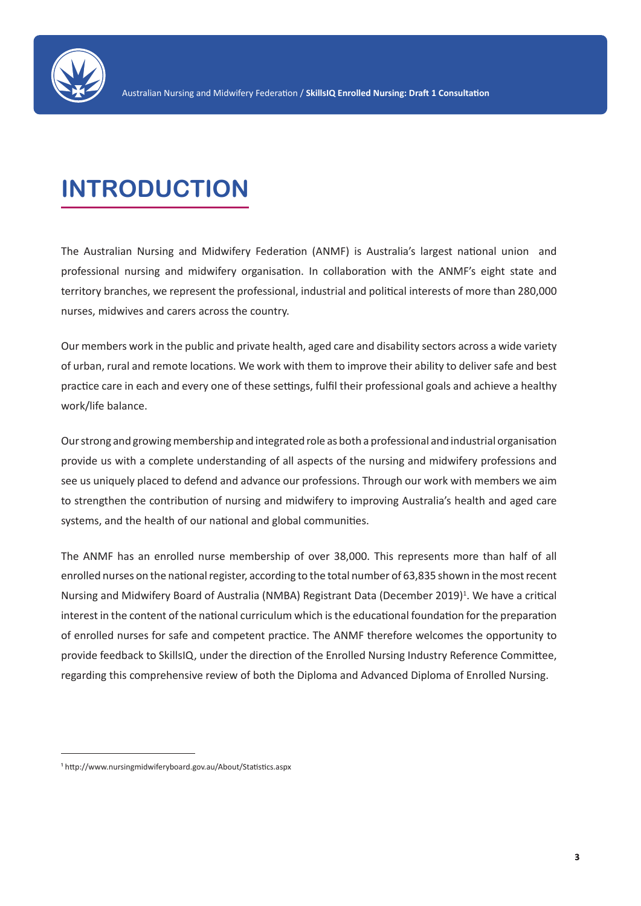# INTRODUCTION

The Australian Nursing and Midwifery Federation (ANMF) is Australia's largest national union and professional nursing and midwifery organisation. In collaboration with the ANMF's eight state and territory branches, we represent the professional, industrial and political interests of more than 280,000 nurses, midwives and carers across the country.

Our members work in the public and private health, aged care and disability sectors across a wide variety of urban, rural and remote locations. We work with them to improve their ability to deliver safe and best practice care in each and every one of these settings, fulfil their professional goals and achieve a healthy work/life balance.

Our strong and growing membership and integrated role as both a professional and industrial organisation provide us with a complete understanding of all aspects of the nursing and midwifery professions and see us uniquely placed to defend and advance our professions. Through our work with members we aim to strengthen the contribution of nursing and midwifery to improving Australia's health and aged care systems, and the health of our national and global communities.

The ANMF has an enrolled nurse membership of over 38,000. This represents more than half of all enrolled nurses on the national register, according to the total number of 63,835 shown in the most recent Nursing and Midwifery Board of Australia (NMBA) Registrant Data (December 2019)[1]. We have a critical interest in the content of the national curriculum which is the educational foundation for the preparation of enrolled nurses for safe and competent practice. The ANMF therefore welcomes the opportunity to provide feedback to SkillsIQ, under the direction of the Enrolled Nursing Industry Reference Committee, regarding this comprehensive review of both the Diploma and Advanced Diploma of Enrolled Nursing.

---

[1] http://www.nursingmidwiferyboard.gov.au/About/Statistics.aspx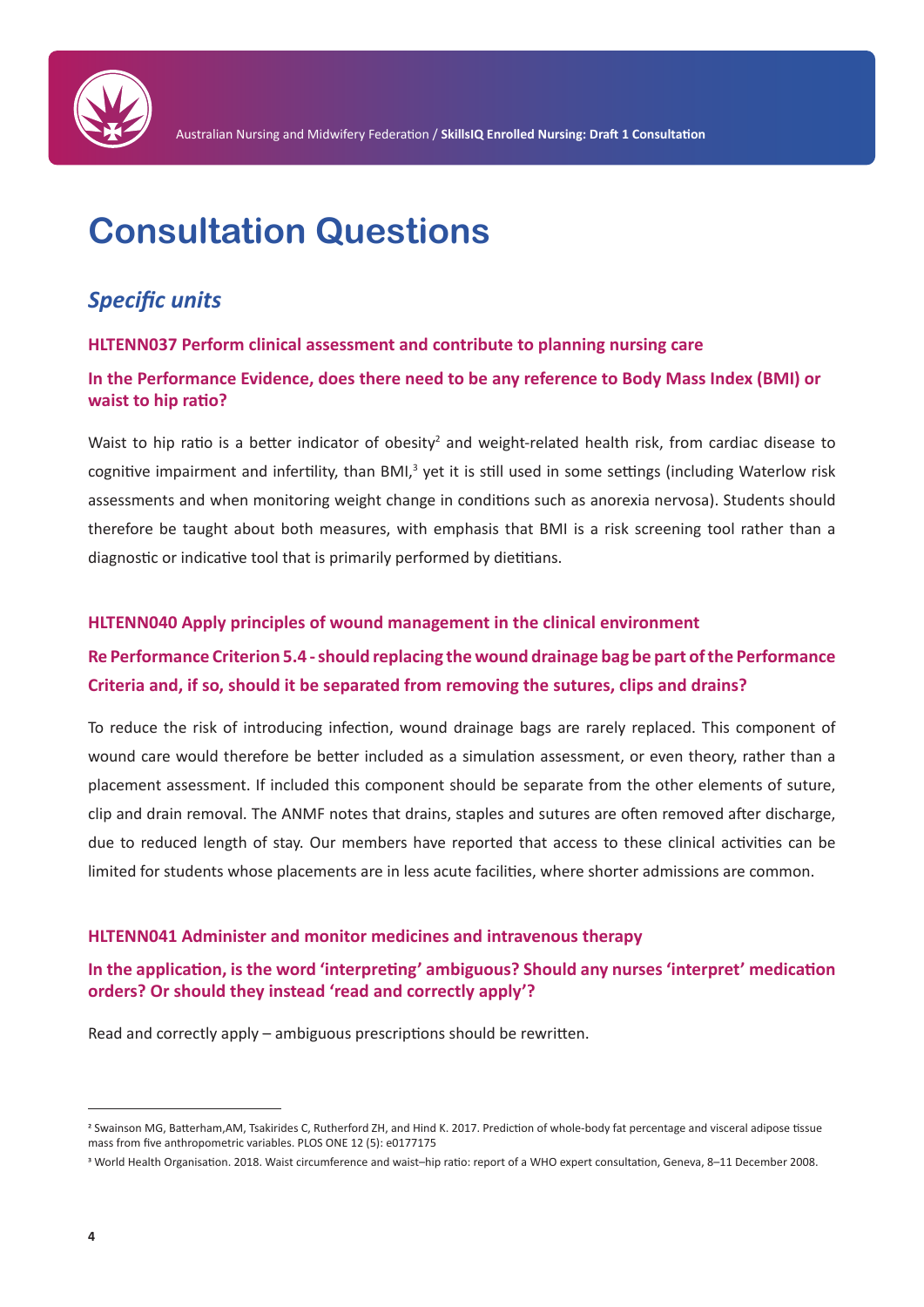# Consultation Questions

## *Specific units*

### HLTENN037 Perform clinical assessment and contribute to planning nursing care

#### In the Performance Evidence, does there need to be any reference to Body Mass Index (BMI) or waist to hip ratio?

Waist to hip ratio is a better indicator of obesity[2] and weight-related health risk, from cardiac disease to cognitive impairment and infertility, than BMI,[3] yet it is still used in some settings (including Waterlow risk assessments and when monitoring weight change in conditions such as anorexia nervosa). Students should therefore be taught about both measures, with emphasis that BMI is a risk screening tool rather than a diagnostic or indicative tool that is primarily performed by dietitians.

### HLTENN040 Apply principles of wound management in the clinical environment

#### Re Performance Criterion 5.4 - should replacing the wound drainage bag be part of the Performance Criteria and, if so, should it be separated from removing the sutures, clips and drains?

To reduce the risk of introducing infection, wound drainage bags are rarely replaced. This component of wound care would therefore be better included as a simulation assessment, or even theory, rather than a placement assessment. If included this component should be separate from the other elements of suture, clip and drain removal. The ANMF notes that drains, staples and sutures are often removed after discharge, due to reduced length of stay. Our members have reported that access to these clinical activities can be limited for students whose placements are in less acute facilities, where shorter admissions are common.

### HLTENN041 Administer and monitor medicines and intravenous therapy

#### In the application, is the word 'interpreting' ambiguous? Should any nurses 'interpret' medication orders? Or should they instead 'read and correctly apply'?

Read and correctly apply – ambiguous prescriptions should be rewritten.

---

[2] Swainson MG, Batterham,AM, Tsakirides C, Rutherford ZH, and Hind K. 2017. Prediction of whole-body fat percentage and visceral adipose tissue mass from five anthropometric variables. PLOS ONE 12 (5): e0177175

[3] World Health Organisation. 2018. Waist circumference and waist–hip ratio: report of a WHO expert consultation, Geneva, 8–11 December 2008.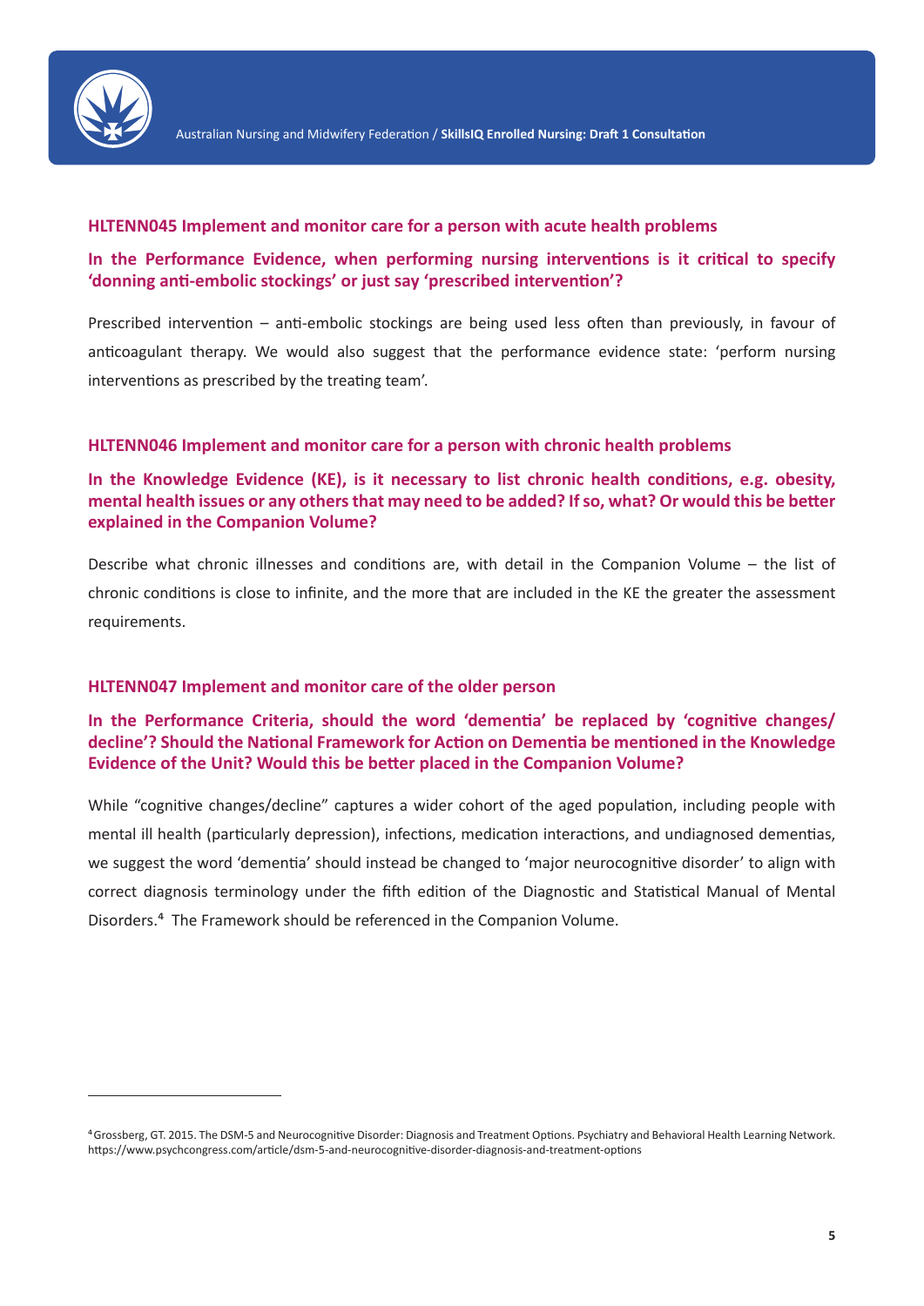### HLTENN045 Implement and monitor care for a person with acute health problems

**In the Performance Evidence, when performing nursing interventions is it critical to specify 'donning anti-embolic stockings' or just say 'prescribed intervention'?**

Prescribed intervention – anti-embolic stockings are being used less often than previously, in favour of anticoagulant therapy. We would also suggest that the performance evidence state: 'perform nursing interventions as prescribed by the treating team'.

### HLTENN046 Implement and monitor care for a person with chronic health problems

**In the Knowledge Evidence (KE), is it necessary to list chronic health conditions, e.g. obesity, mental health issues or any others that may need to be added? If so, what? Or would this be better explained in the Companion Volume?**

Describe what chronic illnesses and conditions are, with detail in the Companion Volume – the list of chronic conditions is close to infinite, and the more that are included in the KE the greater the assessment requirements.

### HLTENN047 Implement and monitor care of the older person

**In the Performance Criteria, should the word 'dementia' be replaced by 'cognitive changes/ decline'? Should the National Framework for Action on Dementia be mentioned in the Knowledge Evidence of the Unit? Would this be better placed in the Companion Volume?**

While "cognitive changes/decline" captures a wider cohort of the aged population, including people with mental ill health (particularly depression), infections, medication interactions, and undiagnosed dementias, we suggest the word 'dementia' should instead be changed to 'major neurocognitive disorder' to align with correct diagnosis terminology under the fifth edition of the Diagnostic and Statistical Manual of Mental Disorders.[4] The Framework should be referenced in the Companion Volume.

---

[4] Grossberg, GT. 2015. The DSM-5 and Neurocognitive Disorder: Diagnosis and Treatment Options. Psychiatry and Behavioral Health Learning Network. https://www.psychcongress.com/article/dsm-5-and-neurocognitive-disorder-diagnosis-and-treatment-options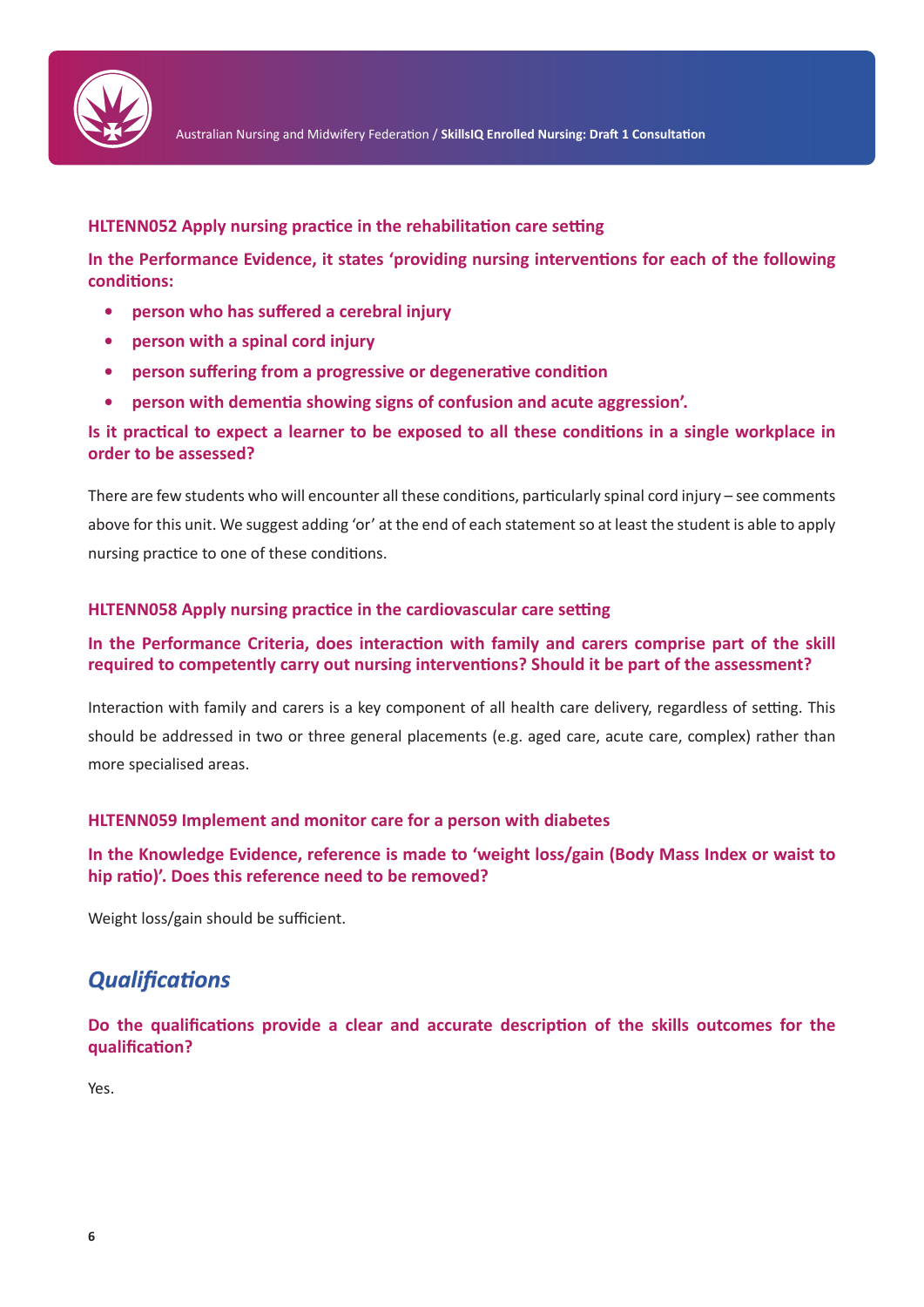**HLTENN052 Apply nursing practice in the rehabilitation care setting**

**In the Performance Evidence, it states 'providing nursing interventions for each of the following conditions:**

- **person who has suffered a cerebral injury**
- **person with a spinal cord injury**
- **person suffering from a progressive or degenerative condition**
- **person with dementia showing signs of confusion and acute aggression'.**

**Is it practical to expect a learner to be exposed to all these conditions in a single workplace in order to be assessed?**

There are few students who will encounter all these conditions, particularly spinal cord injury – see comments above for this unit. We suggest adding 'or' at the end of each statement so at least the student is able to apply nursing practice to one of these conditions.

**HLTENN058 Apply nursing practice in the cardiovascular care setting**

**In the Performance Criteria, does interaction with family and carers comprise part of the skill required to competently carry out nursing interventions? Should it be part of the assessment?**

Interaction with family and carers is a key component of all health care delivery, regardless of setting. This should be addressed in two or three general placements (e.g. aged care, acute care, complex) rather than more specialised areas.

**HLTENN059 Implement and monitor care for a person with diabetes**

**In the Knowledge Evidence, reference is made to 'weight loss/gain (Body Mass Index or waist to hip ratio)'. Does this reference need to be removed?**

Weight loss/gain should be sufficient.

## *Qualifications*

**Do the qualifications provide a clear and accurate description of the skills outcomes for the qualification?**

Yes.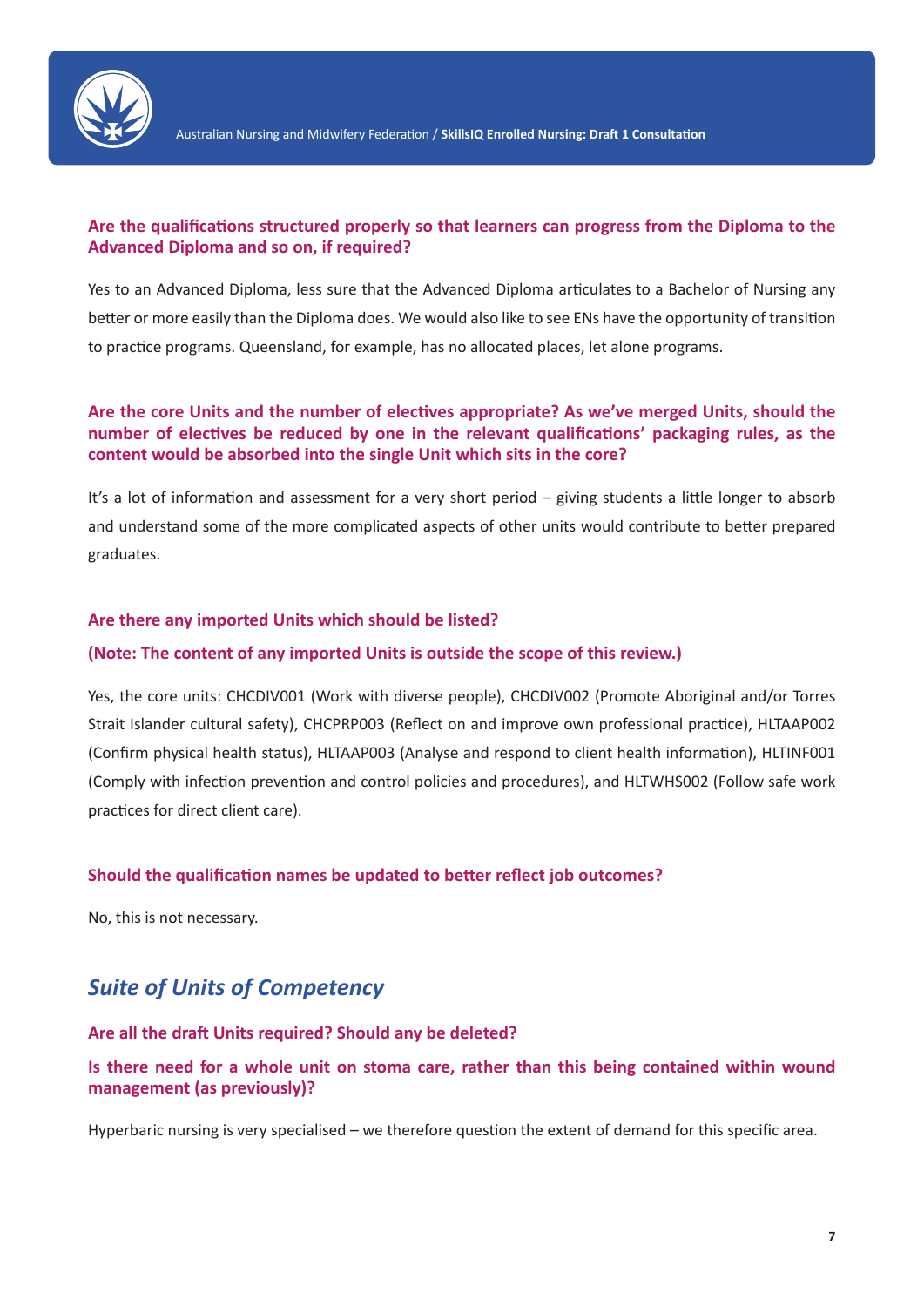**Are the qualifications structured properly so that learners can progress from the Diploma to the Advanced Diploma and so on, if required?**

Yes to an Advanced Diploma, less sure that the Advanced Diploma articulates to a Bachelor of Nursing any better or more easily than the Diploma does. We would also like to see ENs have the opportunity of transition to practice programs. Queensland, for example, has no allocated places, let alone programs.

**Are the core Units and the number of electives appropriate? As we've merged Units, should the number of electives be reduced by one in the relevant qualifications' packaging rules, as the content would be absorbed into the single Unit which sits in the core?**

It's a lot of information and assessment for a very short period – giving students a little longer to absorb and understand some of the more complicated aspects of other units would contribute to better prepared graduates.

**Are there any imported Units which should be listed?**

**(Note: The content of any imported Units is outside the scope of this review.)**

Yes, the core units: CHCDIV001 (Work with diverse people), CHCDIV002 (Promote Aboriginal and/or Torres Strait Islander cultural safety), CHCPRP003 (Reflect on and improve own professional practice), HLTAAP002 (Confirm physical health status), HLTAAP003 (Analyse and respond to client health information), HLTINF001 (Comply with infection prevention and control policies and procedures), and HLTWHS002 (Follow safe work practices for direct client care).

**Should the qualification names be updated to better reflect job outcomes?**

No, this is not necessary.

## *Suite of Units of Competency*

**Are all the draft Units required? Should any be deleted?**

**Is there need for a whole unit on stoma care, rather than this being contained within wound management (as previously)?**

Hyperbaric nursing is very specialised – we therefore question the extent of demand for this specific area.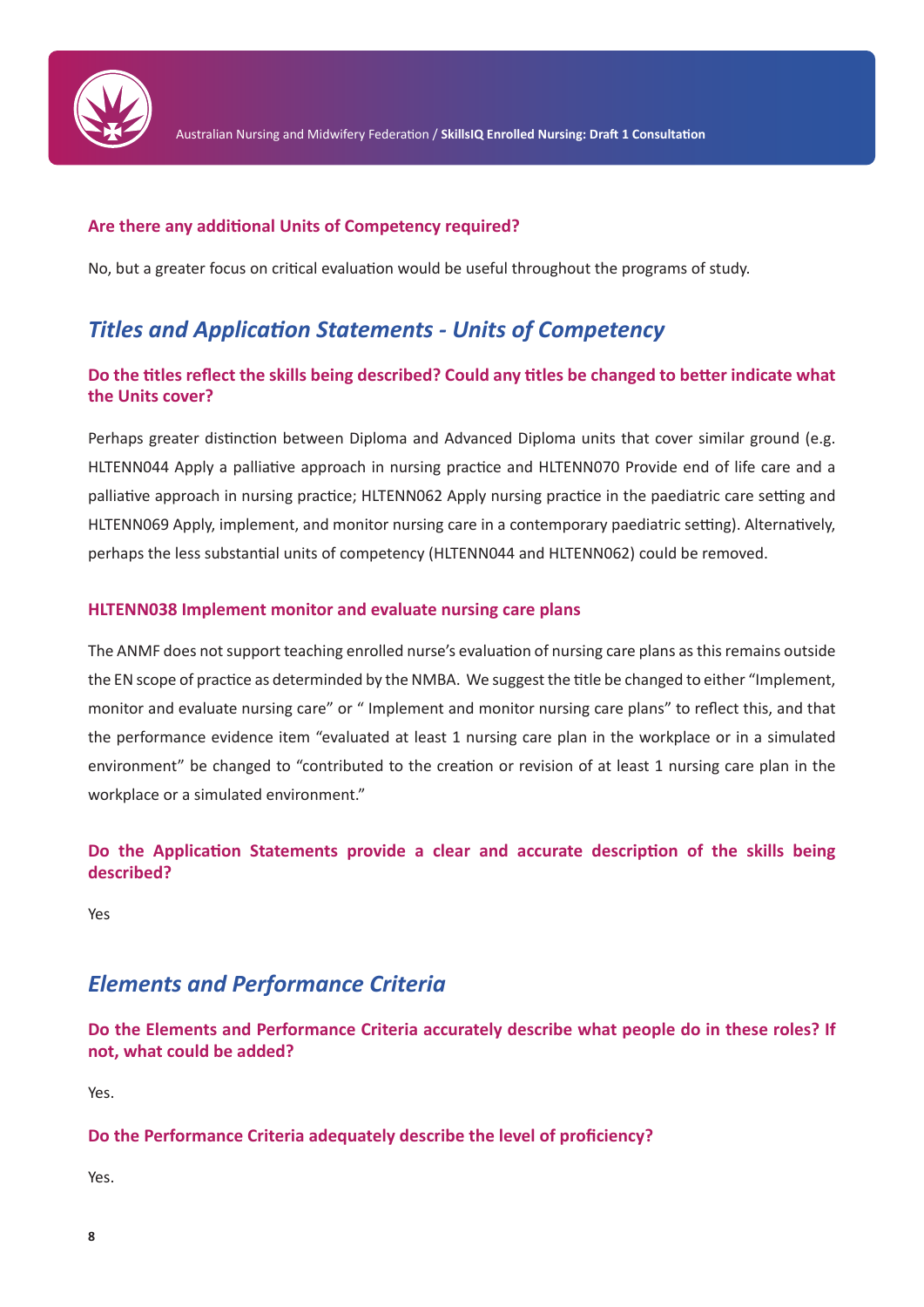### Are there any additional Units of Competency required?

No, but a greater focus on critical evaluation would be useful throughout the programs of study.

## *Titles and Application Statements - Units of Competency*

### Do the titles reflect the skills being described? Could any titles be changed to better indicate what the Units cover?

Perhaps greater distinction between Diploma and Advanced Diploma units that cover similar ground (e.g. HLTENN044 Apply a palliative approach in nursing practice and HLTENN070 Provide end of life care and a palliative approach in nursing practice; HLTENN062 Apply nursing practice in the paediatric care setting and HLTENN069 Apply, implement, and monitor nursing care in a contemporary paediatric setting). Alternatively, perhaps the less substantial units of competency (HLTENN044 and HLTENN062) could be removed.

### HLTENN038 Implement monitor and evaluate nursing care plans

The ANMF does not support teaching enrolled nurse's evaluation of nursing care plans as this remains outside the EN scope of practice as determined by the NMBA. We suggest the title be changed to either "Implement, monitor and evaluate nursing care" or " Implement and monitor nursing care plans" to reflect this, and that the performance evidence item "evaluated at least 1 nursing care plan in the workplace or in a simulated environment" be changed to "contributed to the creation or revision of at least 1 nursing care plan in the workplace or a simulated environment."

### Do the Application Statements provide a clear and accurate description of the skills being described?

Yes

## *Elements and Performance Criteria*

### Do the Elements and Performance Criteria accurately describe what people do in these roles? If not, what could be added?

Yes.

### Do the Performance Criteria adequately describe the level of proficiency?

Yes.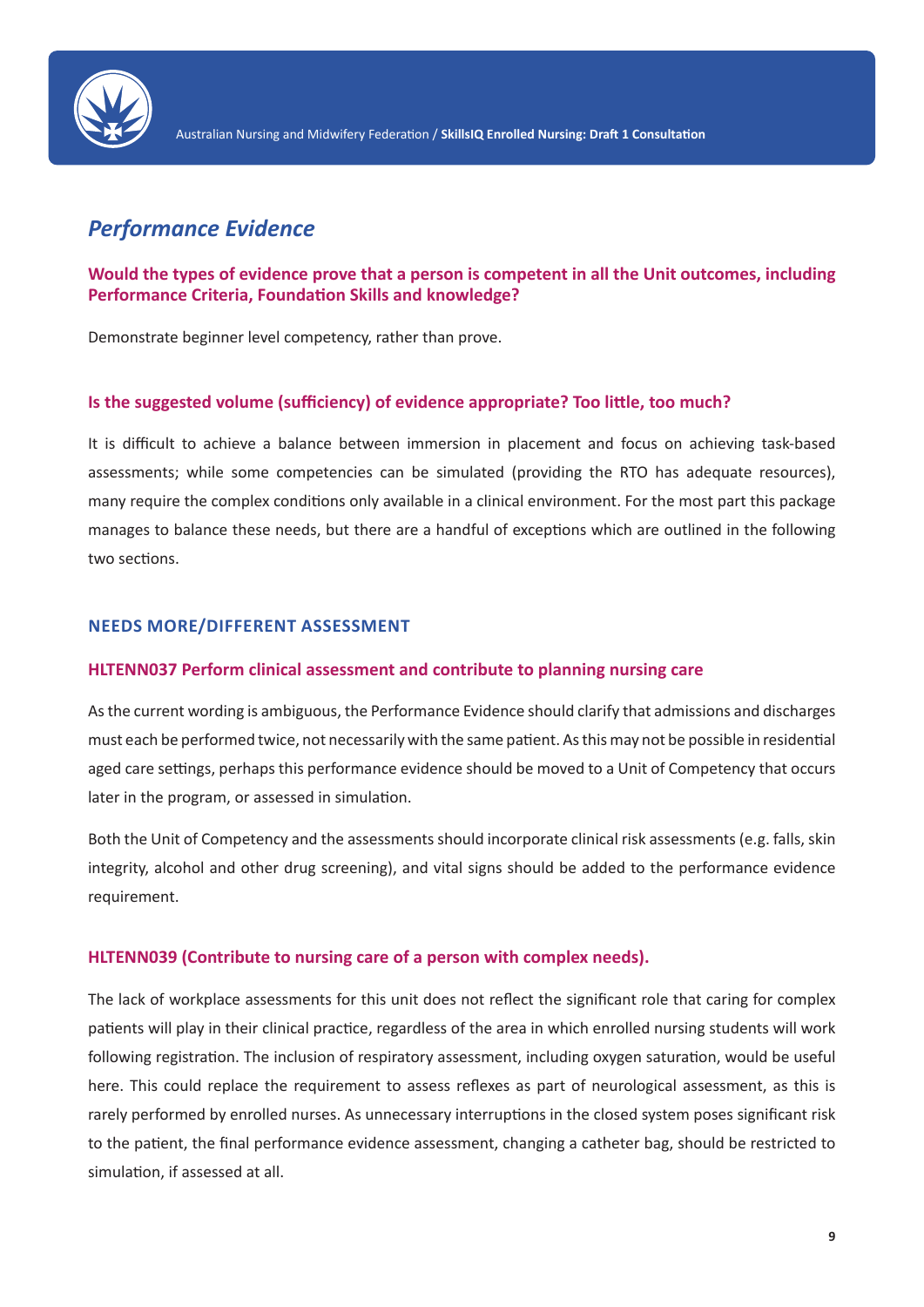## *Performance Evidence*

### Would the types of evidence prove that a person is competent in all the Unit outcomes, including Performance Criteria, Foundation Skills and knowledge?

Demonstrate beginner level competency, rather than prove.

### Is the suggested volume (sufficiency) of evidence appropriate? Too little, too much?

It is difficult to achieve a balance between immersion in placement and focus on achieving task-based assessments; while some competencies can be simulated (providing the RTO has adequate resources), many require the complex conditions only available in a clinical environment. For the most part this package manages to balance these needs, but there are a handful of exceptions which are outlined in the following two sections.

### NEEDS MORE/DIFFERENT ASSESSMENT

#### HLTENN037 Perform clinical assessment and contribute to planning nursing care

As the current wording is ambiguous, the Performance Evidence should clarify that admissions and discharges must each be performed twice, not necessarily with the same patient. As this may not be possible in residential aged care settings, perhaps this performance evidence should be moved to a Unit of Competency that occurs later in the program, or assessed in simulation.

Both the Unit of Competency and the assessments should incorporate clinical risk assessments (e.g. falls, skin integrity, alcohol and other drug screening), and vital signs should be added to the performance evidence requirement.

#### HLTENN039 (Contribute to nursing care of a person with complex needs).

The lack of workplace assessments for this unit does not reflect the significant role that caring for complex patients will play in their clinical practice, regardless of the area in which enrolled nursing students will work following registration. The inclusion of respiratory assessment, including oxygen saturation, would be useful here. This could replace the requirement to assess reflexes as part of neurological assessment, as this is rarely performed by enrolled nurses. As unnecessary interruptions in the closed system poses significant risk to the patient, the final performance evidence assessment, changing a catheter bag, should be restricted to simulation, if assessed at all.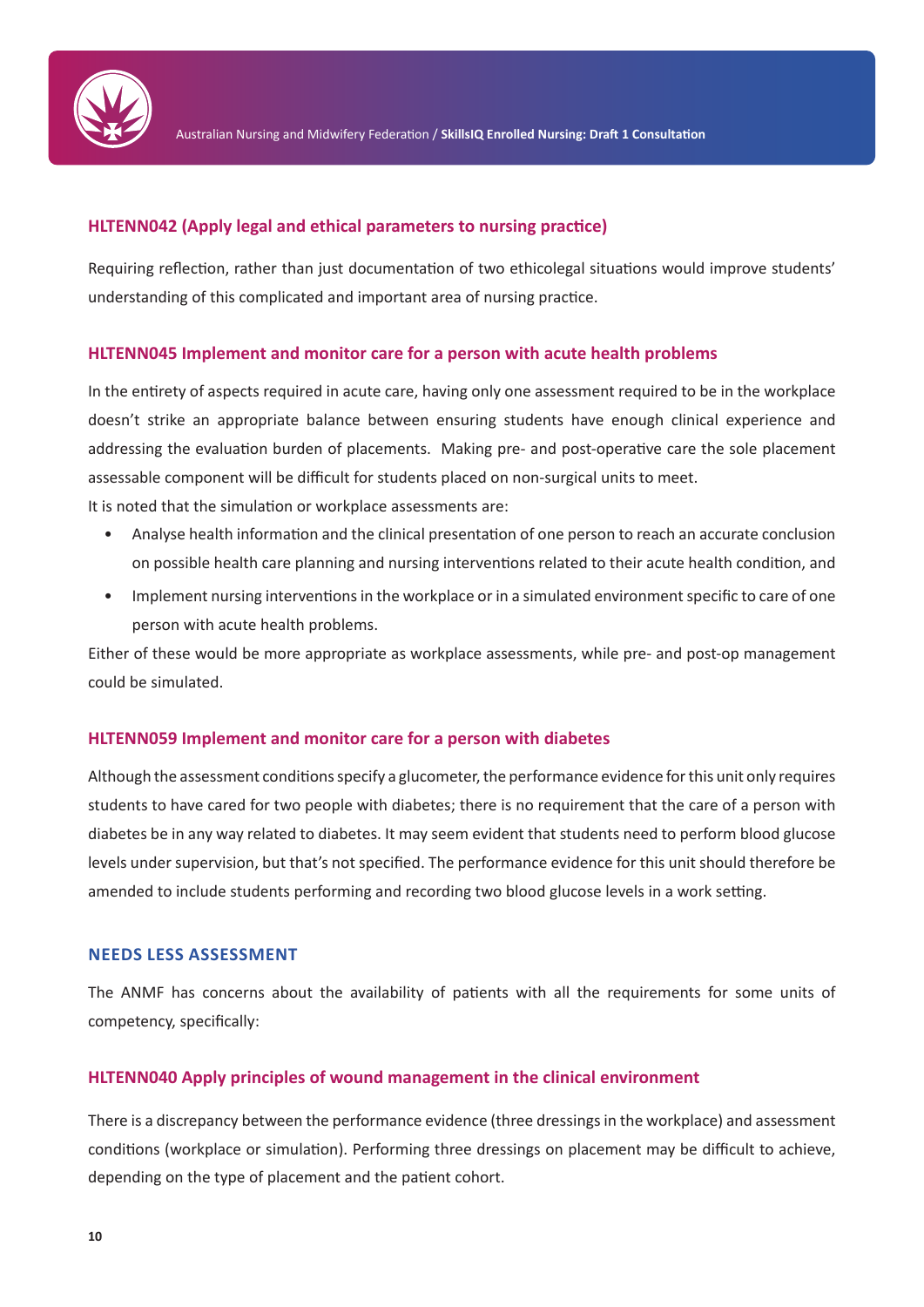### HLTENN042 (Apply legal and ethical parameters to nursing practice)

Requiring reflection, rather than just documentation of two ethicolegal situations would improve students' understanding of this complicated and important area of nursing practice.

### HLTENN045 Implement and monitor care for a person with acute health problems

In the entirety of aspects required in acute care, having only one assessment required to be in the workplace doesn't strike an appropriate balance between ensuring students have enough clinical experience and addressing the evaluation burden of placements. Making pre- and post-operative care the sole placement assessable component will be difficult for students placed on non-surgical units to meet.

It is noted that the simulation or workplace assessments are:

- Analyse health information and the clinical presentation of one person to reach an accurate conclusion on possible health care planning and nursing interventions related to their acute health condition, and
- Implement nursing interventions in the workplace or in a simulated environment specific to care of one person with acute health problems.

Either of these would be more appropriate as workplace assessments, while pre- and post-op management could be simulated.

### HLTENN059 Implement and monitor care for a person with diabetes

Although the assessment conditions specify a glucometer, the performance evidence for this unit only requires students to have cared for two people with diabetes; there is no requirement that the care of a person with diabetes be in any way related to diabetes. It may seem evident that students need to perform blood glucose levels under supervision, but that's not specified. The performance evidence for this unit should therefore be amended to include students performing and recording two blood glucose levels in a work setting.

## NEEDS LESS ASSESSMENT

The ANMF has concerns about the availability of patients with all the requirements for some units of competency, specifically:

### HLTENN040 Apply principles of wound management in the clinical environment

There is a discrepancy between the performance evidence (three dressings in the workplace) and assessment conditions (workplace or simulation). Performing three dressings on placement may be difficult to achieve, depending on the type of placement and the patient cohort.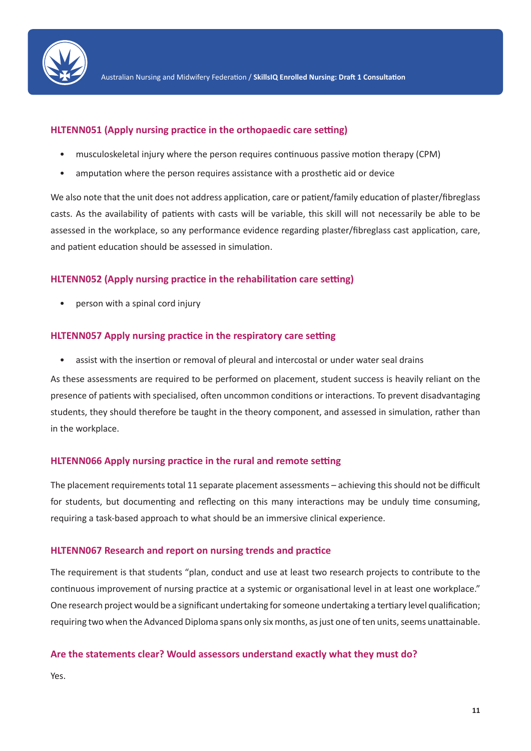### HLTENN051 (Apply nursing practice in the orthopaedic care setting)

- musculoskeletal injury where the person requires continuous passive motion therapy (CPM)
- amputation where the person requires assistance with a prosthetic aid or device

We also note that the unit does not address application, care or patient/family education of plaster/fibreglass casts. As the availability of patients with casts will be variable, this skill will not necessarily be able to be assessed in the workplace, so any performance evidence regarding plaster/fibreglass cast application, care, and patient education should be assessed in simulation.

### HLTENN052 (Apply nursing practice in the rehabilitation care setting)

- person with a spinal cord injury

### HLTENN057 Apply nursing practice in the respiratory care setting

- assist with the insertion or removal of pleural and intercostal or under water seal drains

As these assessments are required to be performed on placement, student success is heavily reliant on the presence of patients with specialised, often uncommon conditions or interactions. To prevent disadvantaging students, they should therefore be taught in the theory component, and assessed in simulation, rather than in the workplace.

### HLTENN066 Apply nursing practice in the rural and remote setting

The placement requirements total 11 separate placement assessments – achieving this should not be difficult for students, but documenting and reflecting on this many interactions may be unduly time consuming, requiring a task-based approach to what should be an immersive clinical experience.

### HLTENN067 Research and report on nursing trends and practice

The requirement is that students "plan, conduct and use at least two research projects to contribute to the continuous improvement of nursing practice at a systemic or organisational level in at least one workplace." One research project would be a significant undertaking for someone undertaking a tertiary level qualification; requiring two when the Advanced Diploma spans only six months, as just one of ten units, seems unattainable.

### Are the statements clear? Would assessors understand exactly what they must do?

Yes.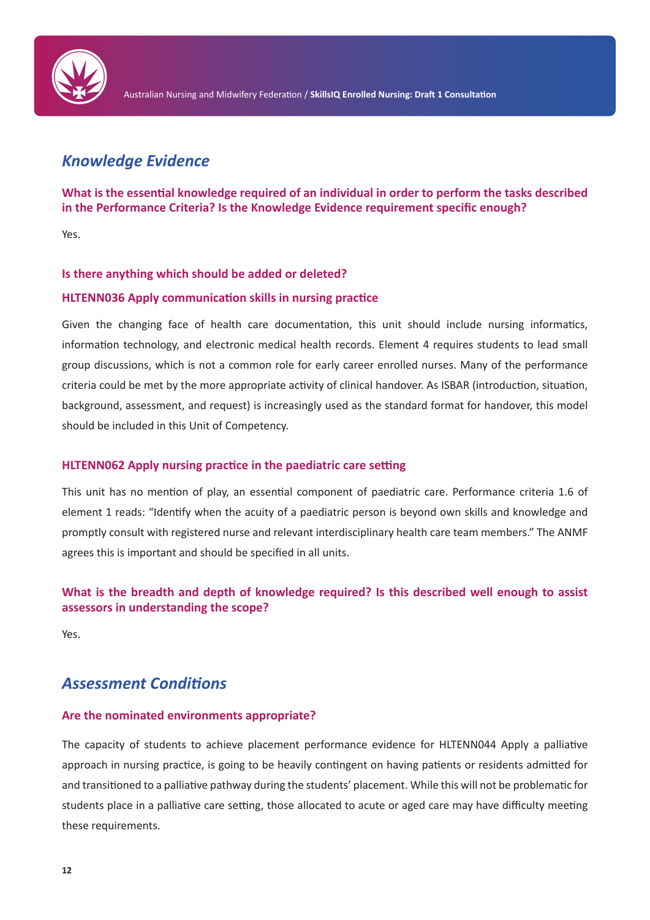## *Knowledge Evidence*

### What is the essential knowledge required of an individual in order to perform the tasks described in the Performance Criteria? Is the Knowledge Evidence requirement specific enough?

Yes.

### Is there anything which should be added or deleted?

#### HLTENN036 Apply communication skills in nursing practice

Given the changing face of health care documentation, this unit should include nursing informatics, information technology, and electronic medical health records. Element 4 requires students to lead small group discussions, which is not a common role for early career enrolled nurses. Many of the performance criteria could be met by the more appropriate activity of clinical handover. As ISBAR (introduction, situation, background, assessment, and request) is increasingly used as the standard format for handover, this model should be included in this Unit of Competency.

#### HLTENN062 Apply nursing practice in the paediatric care setting

This unit has no mention of play, an essential component of paediatric care. Performance criteria 1.6 of element 1 reads: "Identify when the acuity of a paediatric person is beyond own skills and knowledge and promptly consult with registered nurse and relevant interdisciplinary health care team members." The ANMF agrees this is important and should be specified in all units.

### What is the breadth and depth of knowledge required? Is this described well enough to assist assessors in understanding the scope?

Yes.

## *Assessment Conditions*

### Are the nominated environments appropriate?

The capacity of students to achieve placement performance evidence for HLTENN044 Apply a palliative approach in nursing practice, is going to be heavily contingent on having patients or residents admitted for and transitioned to a palliative pathway during the students' placement. While this will not be problematic for students place in a palliative care setting, those allocated to acute or aged care may have difficulty meeting these requirements.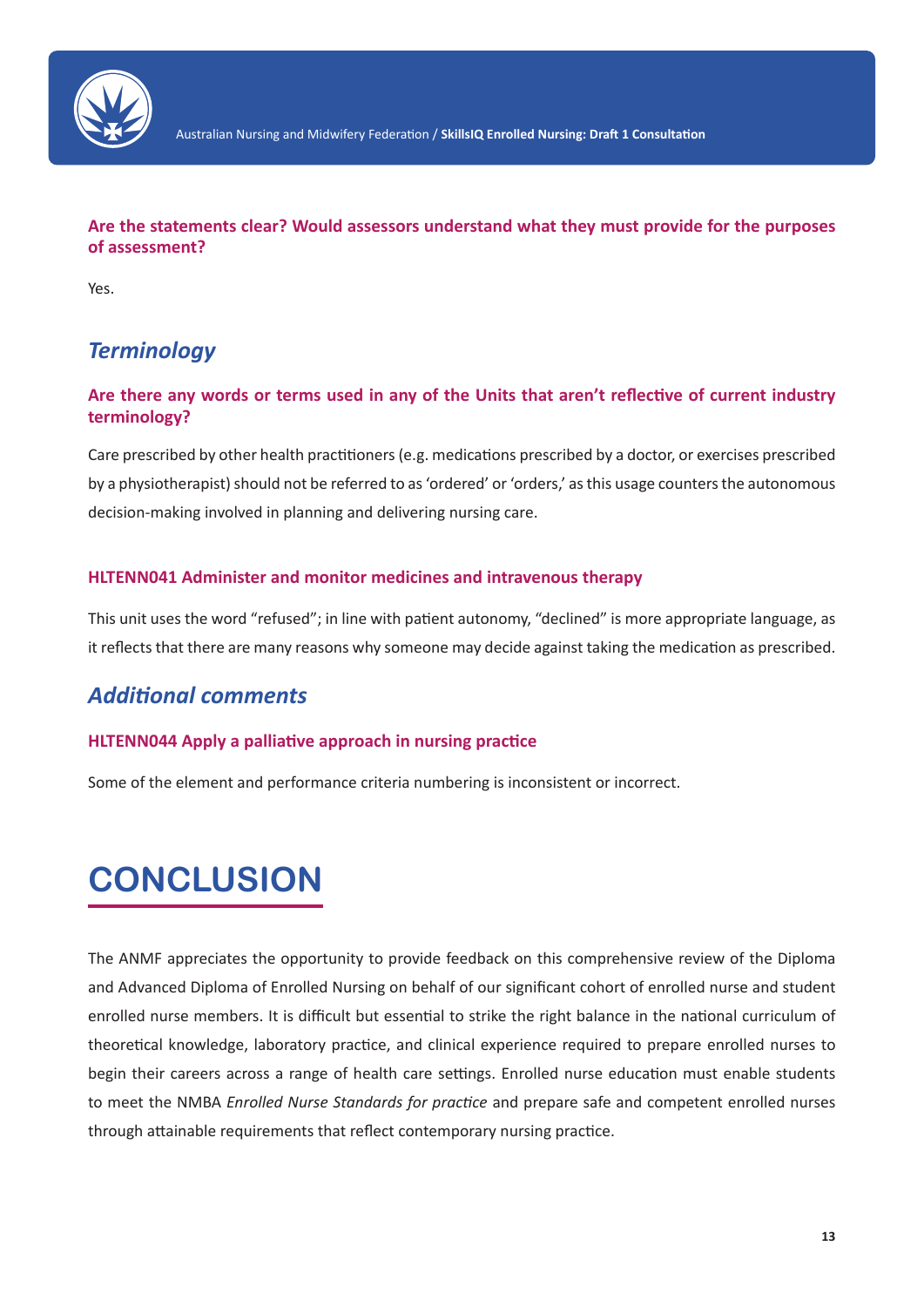**Are the statements clear? Would assessors understand what they must provide for the purposes of assessment?**

Yes.

## *Terminology*

**Are there any words or terms used in any of the Units that aren't reflective of current industry terminology?**

Care prescribed by other health practitioners (e.g. medications prescribed by a doctor, or exercises prescribed by a physiotherapist) should not be referred to as 'ordered' or 'orders,' as this usage counters the autonomous decision-making involved in planning and delivering nursing care.

### HLTENN041 Administer and monitor medicines and intravenous therapy

This unit uses the word "refused"; in line with patient autonomy, "declined" is more appropriate language, as it reflects that there are many reasons why someone may decide against taking the medication as prescribed.

## *Additional comments*

### HLTENN044 Apply a palliative approach in nursing practice

Some of the element and performance criteria numbering is inconsistent or incorrect.

# CONCLUSION

The ANMF appreciates the opportunity to provide feedback on this comprehensive review of the Diploma and Advanced Diploma of Enrolled Nursing on behalf of our significant cohort of enrolled nurse and student enrolled nurse members. It is difficult but essential to strike the right balance in the national curriculum of theoretical knowledge, laboratory practice, and clinical experience required to prepare enrolled nurses to begin their careers across a range of health care settings. Enrolled nurse education must enable students to meet the NMBA *Enrolled Nurse Standards for practice* and prepare safe and competent enrolled nurses through attainable requirements that reflect contemporary nursing practice.